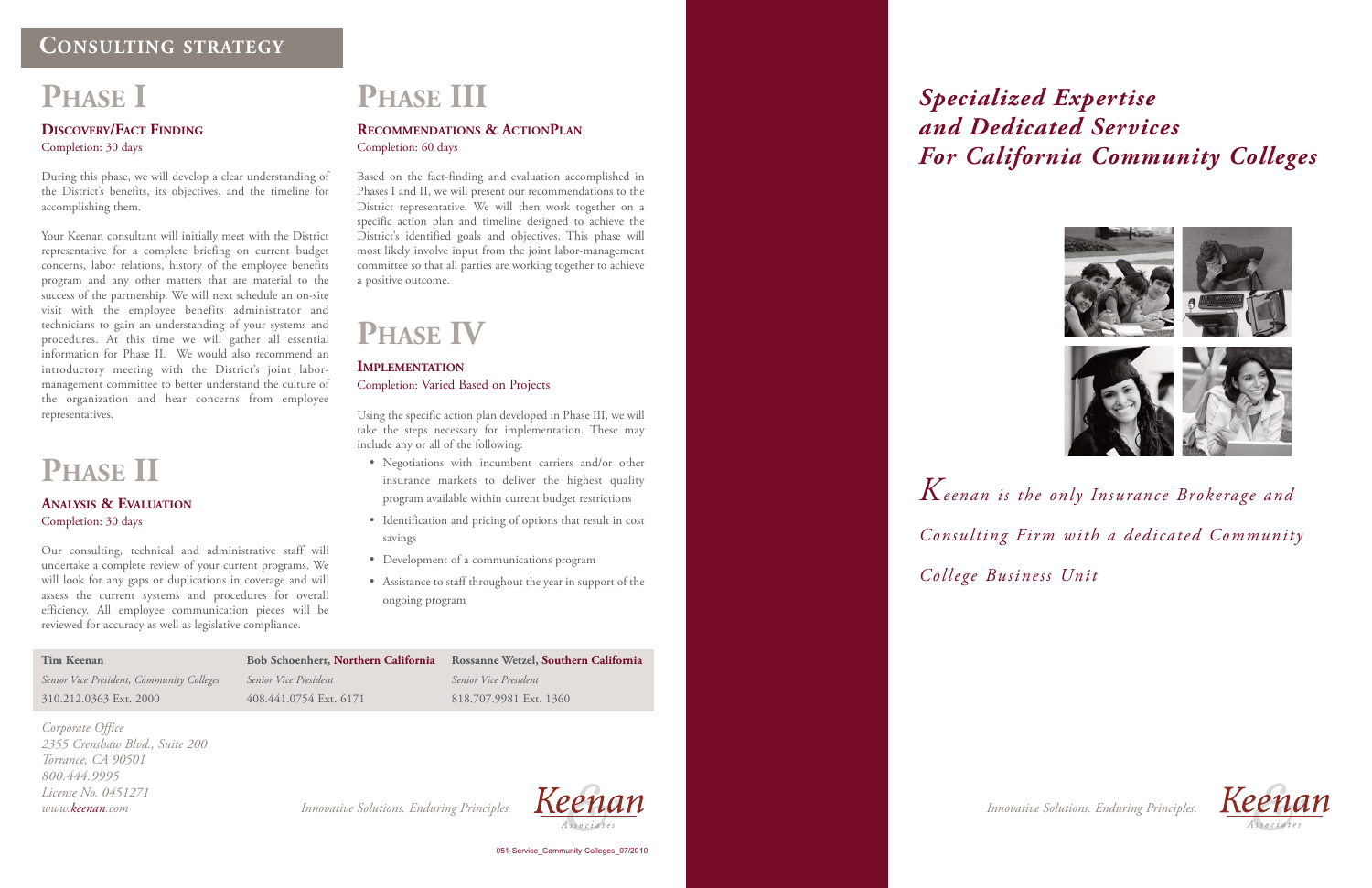## Consulting strategy

# Phase I

### Discovery/Fact Finding

Completion: 30 days

During this phase, we will develop a clear understanding of the District's benefits, its objectives, and the timeline for accomplishing them.

Your Keenan consultant will initially meet with the District representative for a complete briefing on current budget concerns, labor relations, history of the employee benefits program and any other matters that are material to the success of the partnership. We will next schedule an on-site visit with the employee benefits administrator and technicians to gain an understanding of your systems and procedures. At this time we will gather all essential information for Phase II. We would also recommend an introductory meeting with the District's joint labor-management committee to better understand the culture of the organization and hear concerns from employee representatives.

# Phase II

### Analysis & Evaluation

Completion: 30 days

Our consulting, technical and administrative staff will undertake a complete review of your current programs. We will look for any gaps or duplications in coverage and will assess the current systems and procedures for overall efficiency. All employee communication pieces will be reviewed for accuracy as well as legislative compliance.

# Phase III

### Recommendations & ActionPlan

Completion: 60 days

Based on the fact-finding and evaluation accomplished in Phases I and II, we will present our recommendations to the District representative. We will then work together on a specific action plan and timeline designed to achieve the District's identified goals and objectives. This phase will most likely involve input from the joint labor-management committee so that all parties are working together to achieve a positive outcome.

# Phase IV

### Implementation

Completion: Varied Based on Projects

Using the specific action plan developed in Phase III, we will take the steps necessary for implementation. These may include any or all of the following:

- Negotiations with incumbent carriers and/or other insurance markets to deliver the highest quality program available within current budget restrictions
- Identification and pricing of options that result in cost savings
- Development of a communications program
- Assistance to staff throughout the year in support of the ongoing program

| Tim Keenan | Bob Schoenherr, Northern California | Rossanne Wetzel, Southern California |
|---|---|---|
| *Senior Vice President, Community Colleges* | *Senior Vice President* | *Senior Vice President* |
| 310.212.0363 Ext. 2000 | 408.441.0754 Ext. 6171 | 818.707.9981 Ext. 1360 |

*Corporate Office*
*2355 Crenshaw Blvd., Suite 200*
*Torrance, CA 90501*
*800.444.9995*
*License No. 0451271*
*www.keenan.com*

*Innovative Solutions. Enduring Principles.*

Keenan & Associates

051-Service_Community Colleges_07/2010

# *Specialized Expertise and Dedicated Services For California Community Colleges*

*Keenan is the only Insurance Brokerage and Consulting Firm with a dedicated Community College Business Unit*

*Innovative Solutions. Enduring Principles.*

Keenan & Associates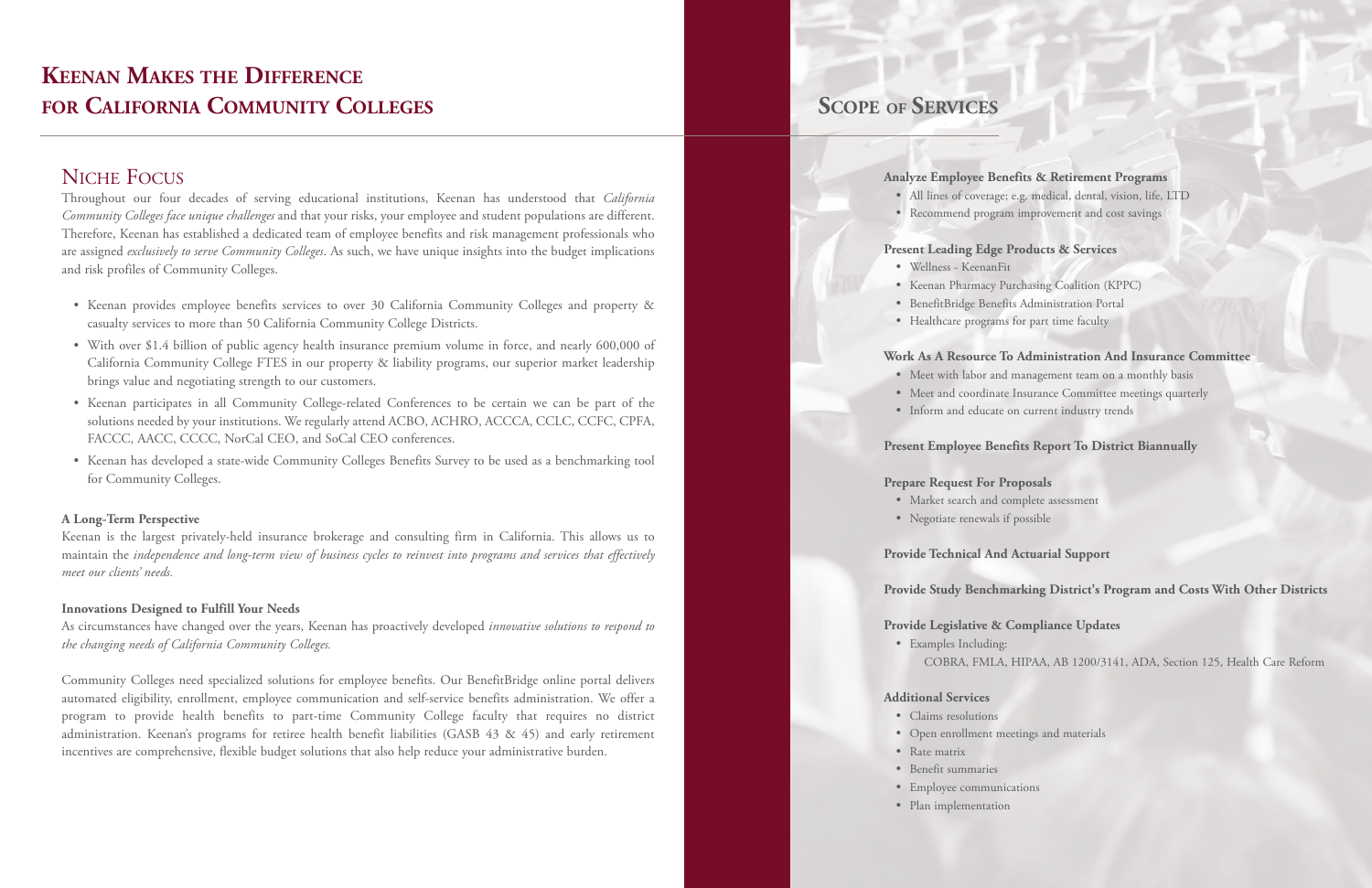# Keenan Makes the Difference for California Community Colleges

## Niche Focus

Throughout our four decades of serving educational institutions, Keenan has understood that *California Community Colleges face unique challenges* and that your risks, your employee and student populations are different. Therefore, Keenan has established a dedicated team of employee benefits and risk management professionals who are assigned *exclusively to serve Community Colleges*. As such, we have unique insights into the budget implications and risk profiles of Community Colleges.

- Keenan provides employee benefits services to over 30 California Community Colleges and property & casualty services to more than 50 California Community College Districts.
- With over $1.4 billion of public agency health insurance premium volume in force, and nearly 600,000 of California Community College FTES in our property & liability programs, our superior market leadership brings value and negotiating strength to our customers.
- Keenan participates in all Community College-related Conferences to be certain we can be part of the solutions needed by your institutions. We regularly attend ACBO, ACHRO, ACCCA, CCLC, CCFC, CPFA, FACCC, AACC, CCCC, NorCal CEO, and SoCal CEO conferences.
- Keenan has developed a state-wide Community Colleges Benefits Survey to be used as a benchmarking tool for Community Colleges.

**A Long-Term Perspective**

Keenan is the largest privately-held insurance brokerage and consulting firm in California. This allows us to maintain the *independence and long-term view of business cycles to reinvest into programs and services that effectively meet our clients' needs.*

**Innovations Designed to Fulfill Your Needs**

As circumstances have changed over the years, Keenan has proactively developed *innovative solutions to respond to the changing needs of California Community Colleges.*

Community Colleges need specialized solutions for employee benefits. Our BenefitBridge online portal delivers automated eligibility, enrollment, employee communication and self-service benefits administration. We offer a program to provide health benefits to part-time Community College faculty that requires no district administration. Keenan's programs for retiree health benefit liabilities (GASB 43 & 45) and early retirement incentives are comprehensive, flexible budget solutions that also help reduce your administrative burden.

# Scope of Services

**Analyze Employee Benefits & Retirement Programs**

- All lines of coverage; e.g. medical, dental, vision, life, LTD
- Recommend program improvement and cost savings

**Present Leading Edge Products & Services**

- Wellness - KeenanFit
- Keenan Pharmacy Purchasing Coalition (KPPC)
- BenefitBridge Benefits Administration Portal
- Healthcare programs for part time faculty

**Work As A Resource To Administration And Insurance Committee**

- Meet with labor and management team on a monthly basis
- Meet and coordinate Insurance Committee meetings quarterly
- Inform and educate on current industry trends

**Present Employee Benefits Report To District Biannually**

**Prepare Request For Proposals**

- Market search and complete assessment
- Negotiate renewals if possible

**Provide Technical And Actuarial Support**

**Provide Study Benchmarking District's Program and Costs With Other Districts**

**Provide Legislative & Compliance Updates**

- Examples Including:
  COBRA, FMLA, HIPAA, AB 1200/3141, ADA, Section 125, Health Care Reform

**Additional Services**

- Claims resolutions
- Open enrollment meetings and materials
- Rate matrix
- Benefit summaries
- Employee communications
- Plan implementation